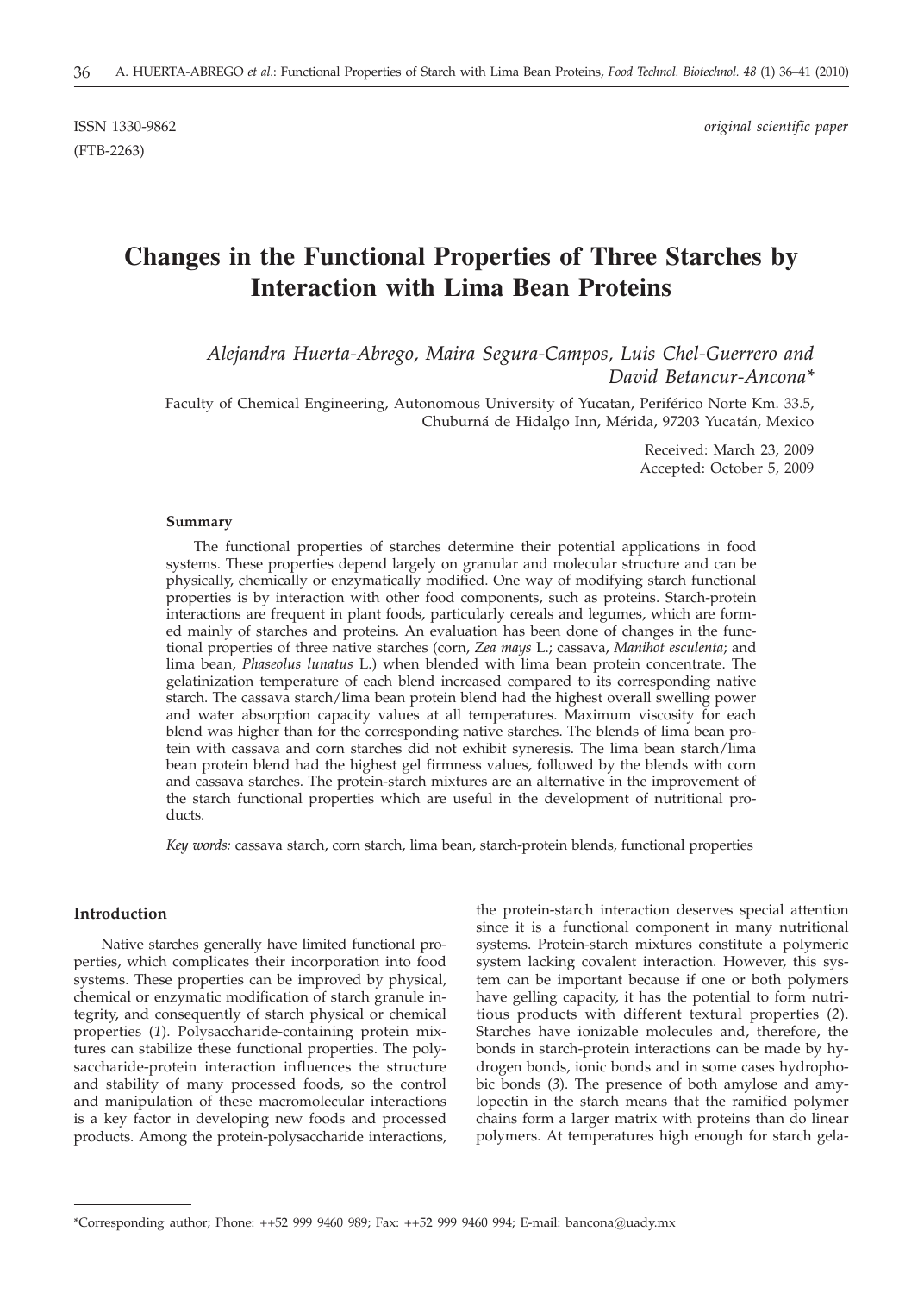ISSN 1330-9862 *original scientific paper*
(FTB-2263)

# Changes in the Functional Properties of Three Starches by Interaction with Lima Bean Proteins

*Alejandra Huerta-Abrego, Maira Segura-Campos, Luis Chel-Guerrero and David Betancur-Ancona\**

Faculty of Chemical Engineering, Autonomous University of Yucatan, Periférico Norte Km. 33.5, Chuburná de Hidalgo Inn, Mérida, 97203 Yucatán, Mexico

Received: March 23, 2009
Accepted: October 5, 2009

#### Summary

The functional properties of starches determine their potential applications in food systems. These properties depend largely on granular and molecular structure and can be physically, chemically or enzymatically modified. One way of modifying starch functional properties is by interaction with other food components, such as proteins. Starch-protein interactions are frequent in plant foods, particularly cereals and legumes, which are formed mainly of starches and proteins. An evaluation has been done of changes in the functional properties of three native starches (corn, *Zea mays* L.; cassava, *Manihot esculenta*; and lima bean, *Phaseolus lunatus* L.) when blended with lima bean protein concentrate. The gelatinization temperature of each blend increased compared to its corresponding native starch. The cassava starch/lima bean protein blend had the highest overall swelling power and water absorption capacity values at all temperatures. Maximum viscosity for each blend was higher than for the corresponding native starches. The blends of lima bean protein with cassava and corn starches did not exhibit syneresis. The lima bean starch/lima bean protein blend had the highest gel firmness values, followed by the blends with corn and cassava starches. The protein-starch mixtures are an alternative in the improvement of the starch functional properties which are useful in the development of nutritional products.

*Key words:* cassava starch, corn starch, lima bean, starch-protein blends, functional properties

## Introduction

Native starches generally have limited functional properties, which complicates their incorporation into food systems. These properties can be improved by physical, chemical or enzymatic modification of starch granule integrity, and consequently of starch physical or chemical properties (*1*). Polysaccharide-containing protein mixtures can stabilize these functional properties. The polysaccharide-protein interaction influences the structure and stability of many processed foods, so the control and manipulation of these macromolecular interactions is a key factor in developing new foods and processed products. Among the protein-polysaccharide interactions, the protein-starch interaction deserves special attention since it is a functional component in many nutritional systems. Protein-starch mixtures constitute a polymeric system lacking covalent interaction. However, this system can be important because if one or both polymers have gelling capacity, it has the potential to form nutritious products with different textural properties (*2*). Starches have ionizable molecules and, therefore, the bonds in starch-protein interactions can be made by hydrogen bonds, ionic bonds and in some cases hydrophobic bonds (*3*). The presence of both amylose and amylopectin in the starch means that the ramified polymer chains form a larger matrix with proteins than do linear polymers. At temperatures high enough for starch gela-

\*Corresponding author; Phone: ++52 999 9460 989; Fax: ++52 999 9460 994; E-mail: bancona@uady.mx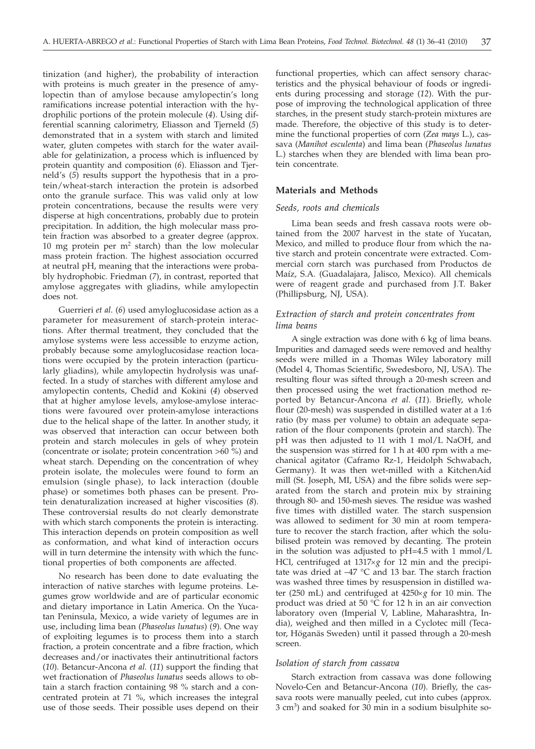tinization (and higher), the probability of interaction with proteins is much greater in the presence of amylopectin than of amylose because amylopectin's long ramifications increase potential interaction with the hydrophilic portions of the protein molecule (*4*). Using differential scanning calorimetry, Eliasson and Tjerneld (*5*) demonstrated that in a system with starch and limited water, gluten competes with starch for the water available for gelatinization, a process which is influenced by protein quantity and composition (*6*). Eliasson and Tjerneld's (*5*) results support the hypothesis that in a protein/wheat-starch interaction the protein is adsorbed onto the granule surface. This was valid only at low protein concentrations, because the results were very disperse at high concentrations, probably due to protein precipitation. In addition, the high molecular mass protein fraction was absorbed to a greater degree (approx. 10 mg protein per $m^2$ starch) than the low molecular mass protein fraction. The highest association occurred at neutral pH, meaning that the interactions were probably hydrophobic. Friedman (*7*), in contrast, reported that amylose aggregates with gliadins, while amylopectin does not.

Guerrieri *et al.* (*6*) used amyloglucosidase action as a parameter for measurement of starch-protein interactions. After thermal treatment, they concluded that the amylose systems were less accessible to enzyme action, probably because some amyloglucosidase reaction locations were occupied by the protein interaction (particularly gliadins), while amylopectin hydrolysis was unaffected. In a study of starches with different amylose and amylopectin contents, Chedid and Kokini (*4*) observed that at higher amylose levels, amylose-amylose interactions were favoured over protein-amylose interactions due to the helical shape of the latter. In another study, it was observed that interaction can occur between both protein and starch molecules in gels of whey protein (concentrate or isolate; protein concentration >60 %) and wheat starch. Depending on the concentration of whey protein isolate, the molecules were found to form an emulsion (single phase), to lack interaction (double phase) or sometimes both phases can be present. Protein denaturalization increased at higher viscosities (*8*). These controversial results do not clearly demonstrate with which starch components the protein is interacting. This interaction depends on protein composition as well as conformation, and what kind of interaction occurs will in turn determine the intensity with which the functional properties of both components are affected.

No research has been done to date evaluating the interaction of native starches with legume proteins. Legumes grow worldwide and are of particular economic and dietary importance in Latin America. On the Yucatan Peninsula, Mexico, a wide variety of legumes are in use, including lima bean (*Phaseolus lunatus*) (*9*). One way of exploiting legumes is to process them into a starch fraction, a protein concentrate and a fibre fraction, which decreases and/or inactivates their antinutritional factors (*10*). Betancur-Ancona *et al.* (*11*) support the finding that wet fractionation of *Phaseolus lunatus* seeds allows to obtain a starch fraction containing 98 % starch and a concentrated protein at 71 %, which increases the integral use of those seeds. Their possible uses depend on their functional properties, which can affect sensory characteristics and the physical behaviour of foods or ingredients during processing and storage (*12*). With the purpose of improving the technological application of three starches, in the present study starch-protein mixtures are made. Therefore, the objective of this study is to determine the functional properties of corn (*Zea mays* L.), cassava (*Manihot esculenta*) and lima bean (*Phaseolus lunatus* L.) starches when they are blended with lima bean protein concentrate.

## Materials and Methods

### *Seeds, roots and chemicals*

Lima bean seeds and fresh cassava roots were obtained from the 2007 harvest in the state of Yucatan, Mexico, and milled to produce flour from which the native starch and protein concentrate were extracted. Commercial corn starch was purchased from Productos de Maíz, S.A. (Guadalajara, Jalisco, Mexico). All chemicals were of reagent grade and purchased from J.T. Baker (Phillipsburg, NJ, USA).

### *Extraction of starch and protein concentrates from lima beans*

A single extraction was done with 6 kg of lima beans. Impurities and damaged seeds were removed and healthy seeds were milled in a Thomas Wiley laboratory mill (Model 4, Thomas Scientific, Swedesboro, NJ, USA). The resulting flour was sifted through a 20-mesh screen and then processed using the wet fractionation method reported by Betancur-Ancona *et al.* (*11*). Briefly, whole flour (20-mesh) was suspended in distilled water at a 1:6 ratio (by mass per volume) to obtain an adequate separation of the flour components (protein and starch). The pH was then adjusted to 11 with 1 mol/L NaOH, and the suspension was stirred for 1 h at 400 rpm with a mechanical agitator (Caframo Rz-1, Heidolph Schwabach, Germany). It was then wet-milled with a KitchenAid mill (St. Joseph, MI, USA) and the fibre solids were separated from the starch and protein mix by straining through 80- and 150-mesh sieves. The residue was washed five times with distilled water. The starch suspension was allowed to sediment for 30 min at room temperature to recover the starch fraction, after which the solubilised protein was removed by decanting. The protein in the solution was adjusted to pH=4.5 with 1 mmol/L HCl, centrifuged at 1317×*g* for 12 min and the precipitate was dried at –47 °C and 13 bar. The starch fraction was washed three times by resuspension in distilled water (250 mL) and centrifuged at 4250×*g* for 10 min. The product was dried at 50 °C for 12 h in an air convection laboratory oven (Imperial V, Labline, Maharashtra, India), weighed and then milled in a Cyclotec mill (Tecator, Höganäs Sweden) until it passed through a 20-mesh screen.

### *Isolation of starch from cassava*

Starch extraction from cassava was done following Novelo-Cen and Betancur-Ancona (*10*). Briefly, the cassava roots were manually peeled, cut into cubes (approx. 3 $cm^3$) and soaked for 30 min in a sodium bisulphite so-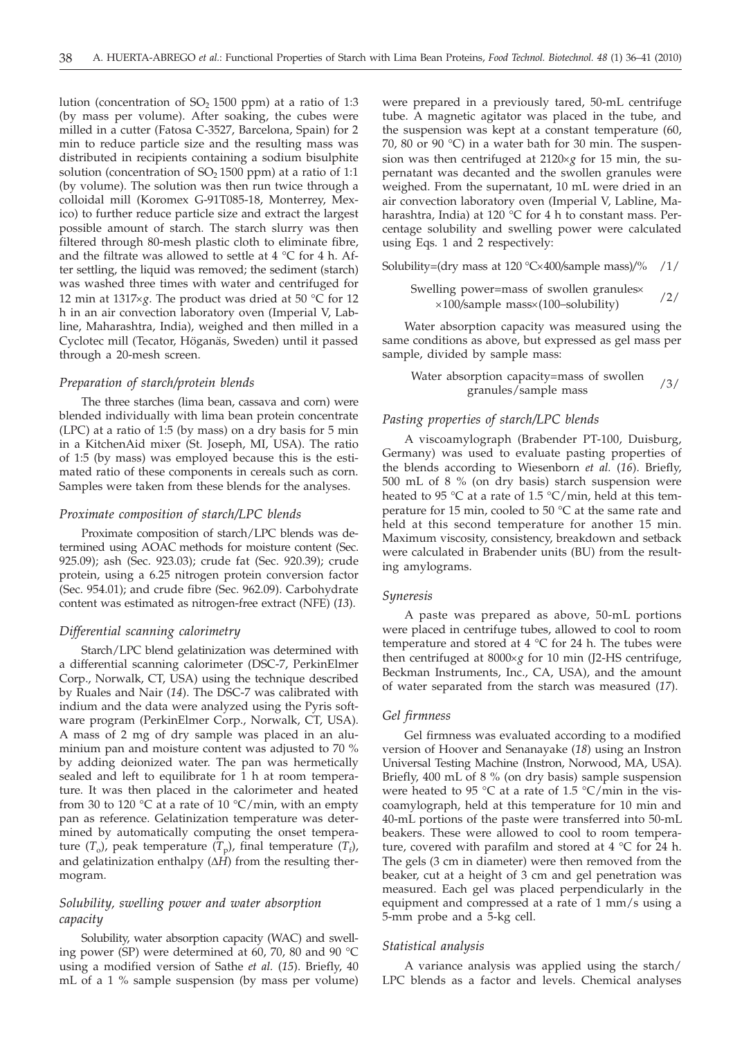lution (concentration of $SO_2$ 1500 ppm) at a ratio of 1:3 (by mass per volume). After soaking, the cubes were milled in a cutter (Fatosa C-3527, Barcelona, Spain) for 2 min to reduce particle size and the resulting mass was distributed in recipients containing a sodium bisulphite solution (concentration of $SO_2$ 1500 ppm) at a ratio of 1:1 (by volume). The solution was then run twice through a colloidal mill (Koromex G-91T085-18, Monterrey, Mexico) to further reduce particle size and extract the largest possible amount of starch. The starch slurry was then filtered through 80-mesh plastic cloth to eliminate fibre, and the filtrate was allowed to settle at 4 °C for 4 h. After settling, the liquid was removed; the sediment (starch) was washed three times with water and centrifuged for 12 min at 1317×*g*. The product was dried at 50 °C for 12 h in an air convection laboratory oven (Imperial V, Labline, Maharashtra, India), weighed and then milled in a Cyclotec mill (Tecator, Höganäs, Sweden) until it passed through a 20-mesh screen.

### *Preparation of starch/protein blends*

The three starches (lima bean, cassava and corn) were blended individually with lima bean protein concentrate (LPC) at a ratio of 1:5 (by mass) on a dry basis for 5 min in a KitchenAid mixer (St. Joseph, MI, USA). The ratio of 1:5 (by mass) was employed because this is the estimated ratio of these components in cereals such as corn. Samples were taken from these blends for the analyses.

### *Proximate composition of starch/LPC blends*

Proximate composition of starch/LPC blends was determined using AOAC methods for moisture content (Sec. 925.09); ash (Sec. 923.03); crude fat (Sec. 920.39); crude protein, using a 6.25 nitrogen protein conversion factor (Sec. 954.01); and crude fibre (Sec. 962.09). Carbohydrate content was estimated as nitrogen-free extract (NFE) (*13*).

### *Differential scanning calorimetry*

Starch/LPC blend gelatinization was determined with a differential scanning calorimeter (DSC-7, PerkinElmer Corp., Norwalk, CT, USA) using the technique described by Ruales and Nair (*14*). The DSC-7 was calibrated with indium and the data were analyzed using the Pyris software program (PerkinElmer Corp., Norwalk, CT, USA). A mass of 2 mg of dry sample was placed in an aluminium pan and moisture content was adjusted to 70 % by adding deionized water. The pan was hermetically sealed and left to equilibrate for 1 h at room temperature. It was then placed in the calorimeter and heated from 30 to 120 °C at a rate of 10 °C/min, with an empty pan as reference. Gelatinization temperature was determined by automatically computing the onset temperature ($T_o$), peak temperature ($T_p$), final temperature ($T_f$), and gelatinization enthalpy ($\Delta H$) from the resulting thermogram.

### *Solubility, swelling power and water absorption capacity*

Solubility, water absorption capacity (WAC) and swelling power (SP) were determined at 60, 70, 80 and 90 °C using a modified version of Sathe *et al.* (*15*). Briefly, 40 mL of a 1 % sample suspension (by mass per volume) were prepared in a previously tared, 50-mL centrifuge tube. A magnetic agitator was placed in the tube, and the suspension was kept at a constant temperature (60, 70, 80 or 90 °C) in a water bath for 30 min. The suspension was then centrifuged at 2120×*g* for 15 min, the supernatant was decanted and the swollen granules were weighed. From the supernatant, 10 mL were dried in an air convection laboratory oven (Imperial V, Labline, Maharashtra, India) at 120 °C for 4 h to constant mass. Percentage solubility and swelling power were calculated using Eqs. 1 and 2 respectively:

$$\text{Solubility}=(\text{dry mass at }120\,^{\circ}\text{C}\times 400/\text{sample mass})/\% \qquad /1/$$

$$\text{Swelling power}=\text{mass of swollen granules}\times\times 100/\text{sample mass}\times(100-\text{solubility}) \qquad /2/$$

Water absorption capacity was measured using the same conditions as above, but expressed as gel mass per sample, divided by sample mass:

$$\text{Water absorption capacity}=\text{mass of swollen granules}/\text{sample mass} \qquad /3/$$

### *Pasting properties of starch/LPC blends*

A viscoamylograph (Brabender PT-100, Duisburg, Germany) was used to evaluate pasting properties of the blends according to Wiesenborn *et al.* (*16*). Briefly, 500 mL of 8 % (on dry basis) starch suspension were heated to 95 °C at a rate of 1.5 °C/min, held at this temperature for 15 min, cooled to 50 °C at the same rate and held at this second temperature for another 15 min. Maximum viscosity, consistency, breakdown and setback were calculated in Brabender units (BU) from the resulting amylograms.

### *Syneresis*

A paste was prepared as above, 50-mL portions were placed in centrifuge tubes, allowed to cool to room temperature and stored at 4 °C for 24 h. The tubes were then centrifuged at 8000×*g* for 10 min (J2-HS centrifuge, Beckman Instruments, Inc., CA, USA), and the amount of water separated from the starch was measured (*17*).

### *Gel firmness*

Gel firmness was evaluated according to a modified version of Hoover and Senanayake (*18*) using an Instron Universal Testing Machine (Instron, Norwood, MA, USA). Briefly, 400 mL of 8 % (on dry basis) sample suspension were heated to 95 °C at a rate of 1.5 °C/min in the viscoamylograph, held at this temperature for 10 min and 40-mL portions of the paste were transferred into 50-mL beakers. These were allowed to cool to room temperature, covered with parafilm and stored at 4 °C for 24 h. The gels (3 cm in diameter) were then removed from the beaker, cut at a height of 3 cm and gel penetration was measured. Each gel was placed perpendicularly in the equipment and compressed at a rate of 1 mm/s using a 5-mm probe and a 5-kg cell.

### *Statistical analysis*

A variance analysis was applied using the starch/LPC blends as a factor and levels. Chemical analyses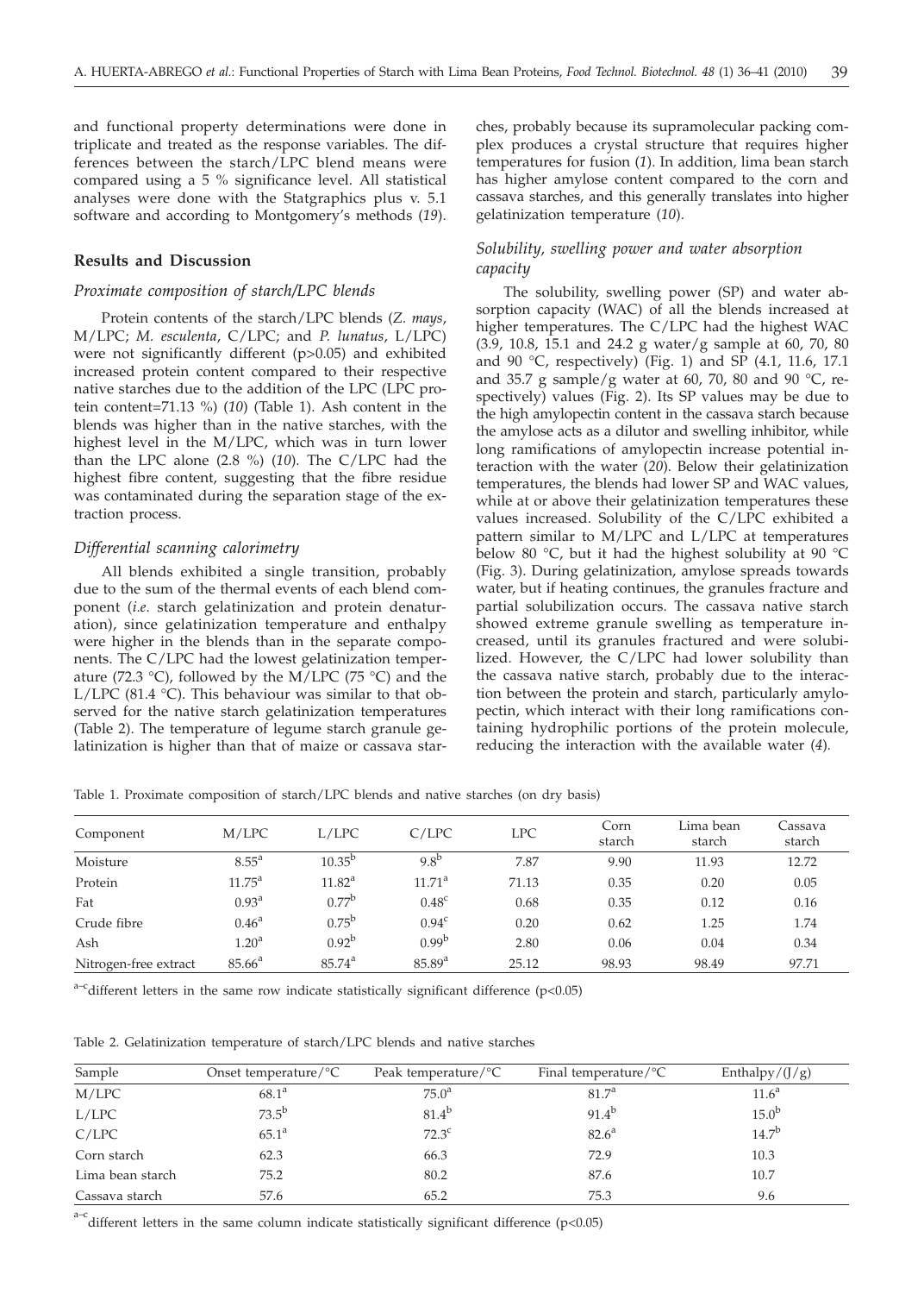and functional property determinations were done in triplicate and treated as the response variables. The differences between the starch/LPC blend means were compared using a 5 % significance level. All statistical analyses were done with the Statgraphics plus v. 5.1 software and according to Montgomery's methods (*19*).

## Results and Discussion

### Proximate composition of starch/LPC blends

Protein contents of the starch/LPC blends (*Z. mays*, M/LPC; *M. esculenta*, C/LPC; and *P. lunatus*, L/LPC) were not significantly different ($p>0.05$) and exhibited increased protein content compared to their respective native starches due to the addition of the LPC (LPC protein content=71.13 %) (*10*) (Table 1). Ash content in the blends was higher than in the native starches, with the highest level in the M/LPC, which was in turn lower than the LPC alone (2.8 %) (*10*). The C/LPC had the highest fibre content, suggesting that the fibre residue was contaminated during the separation stage of the extraction process.

### Differential scanning calorimetry

All blends exhibited a single transition, probably due to the sum of the thermal events of each blend component (*i.e.* starch gelatinization and protein denaturation), since gelatinization temperature and enthalpy were higher in the blends than in the separate components. The C/LPC had the lowest gelatinization temperature (72.3 °C), followed by the M/LPC (75 °C) and the L/LPC (81.4 °C). This behaviour was similar to that observed for the native starch gelatinization temperatures (Table 2). The temperature of legume starch granule gelatinization is higher than that of maize or cassava starches, probably because its supramolecular packing complex produces a crystal structure that requires higher temperatures for fusion (*1*). In addition, lima bean starch has higher amylose content compared to the corn and cassava starches, and this generally translates into higher gelatinization temperature (*10*).

### Solubility, swelling power and water absorption capacity

The solubility, swelling power (SP) and water absorption capacity (WAC) of all the blends increased at higher temperatures. The C/LPC had the highest WAC (3.9, 10.8, 15.1 and 24.2 g water/g sample at 60, 70, 80 and 90 °C, respectively) (Fig. 1) and SP (4.1, 11.6, 17.1 and 35.7 g sample/g water at 60, 70, 80 and 90 °C, respectively) values (Fig. 2). Its SP values may be due to the high amylopectin content in the cassava starch because the amylose acts as a dilutor and swelling inhibitor, while long ramifications of amylopectin increase potential interaction with the water (*20*). Below their gelatinization temperatures, the blends had lower SP and WAC values, while at or above their gelatinization temperatures these values increased. Solubility of the C/LPC exhibited a pattern similar to M/LPC and L/LPC at temperatures below 80 °C, but it had the highest solubility at 90 °C (Fig. 3). During gelatinization, amylose spreads towards water, but if heating continues, the granules fracture and partial solubilization occurs. The cassava native starch showed extreme granule swelling as temperature increased, until its granules fractured and were solubilized. However, the C/LPC had lower solubility than the cassava native starch, probably due to the interaction between the protein and starch, particularly amylopectin, which interact with their long ramifications containing hydrophilic portions of the protein molecule, reducing the interaction with the available water (*4*).

Table 1. Proximate composition of starch/LPC blends and native starches (on dry basis)

| Component | M/LPC | L/LPC | C/LPC | LPC | Corn starch | Lima bean starch | Cassava starch |
|---|---|---|---|---|---|---|---|
| Moisture | $8.55^{a}$ | $10.35^{b}$ | $9.8^{b}$ | 7.87 | 9.90 | 11.93 | 12.72 |
| Protein | $11.75^{a}$ | $11.82^{a}$ | $11.71^{a}$ | 71.13 | 0.35 | 0.20 | 0.05 |
| Fat | $0.93^{a}$ | $0.77^{b}$ | $0.48^{c}$ | 0.68 | 0.35 | 0.12 | 0.16 |
| Crude fibre | $0.46^{a}$ | $0.75^{b}$ | $0.94^{c}$ | 0.20 | 0.62 | 1.25 | 1.74 |
| Ash | $1.20^{a}$ | $0.92^{b}$ | $0.99^{b}$ | 2.80 | 0.06 | 0.04 | 0.34 |
| Nitrogen-free extract | $85.66^{a}$ | $85.74^{a}$ | $85.89^{a}$ | 25.12 | 98.93 | 98.49 | 97.71 |

a–c different letters in the same row indicate statistically significant difference ($p<0.05$)

Table 2. Gelatinization temperature of starch/LPC blends and native starches

| Sample | Onset temperature/°C | Peak temperature/°C | Final temperature/°C | Enthalpy/(J/g) |
|---|---|---|---|---|
| M/LPC | $68.1^{a}$ | $75.0^{a}$ | $81.7^{a}$ | $11.6^{a}$ |
| L/LPC | $73.5^{b}$ | $81.4^{b}$ | $91.4^{b}$ | $15.0^{b}$ |
| C/LPC | $65.1^{a}$ | $72.3^{c}$ | $82.6^{a}$ | $14.7^{b}$ |
| Corn starch | 62.3 | 66.3 | 72.9 | 10.3 |
| Lima bean starch | 75.2 | 80.2 | 87.6 | 10.7 |
| Cassava starch | 57.6 | 65.2 | 75.3 | 9.6 |

a–c different letters in the same column indicate statistically significant difference ($p<0.05$)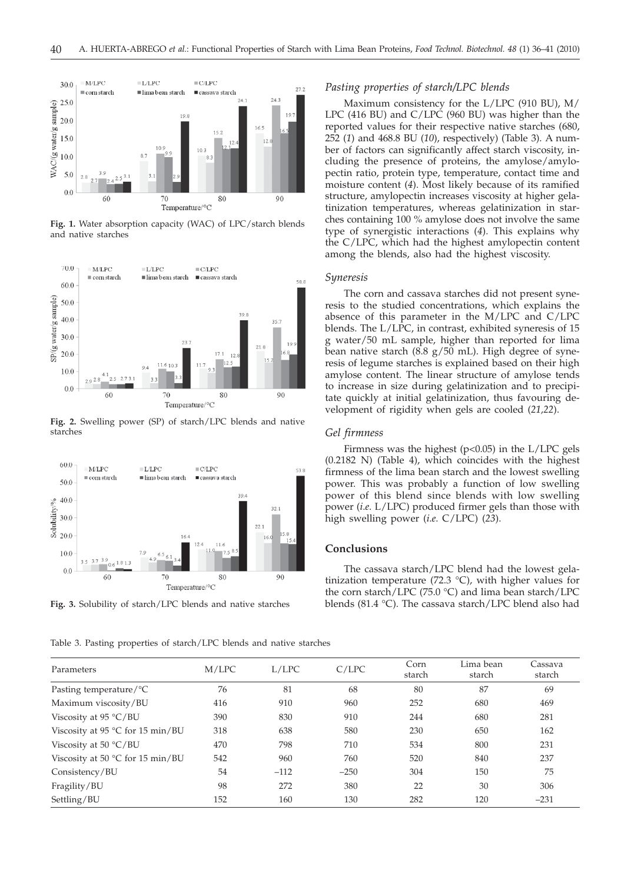Fig. 1. Water absorption capacity (WAC) of LPC/starch blends and native starches

Fig. 2. Swelling power (SP) of starch/LPC blends and native starches

Fig. 3. Solubility of starch/LPC blends and native starches

### *Pasting properties of starch/LPC blends*

Maximum consistency for the L/LPC (910 BU), M/LPC (416 BU) and C/LPC (960 BU) was higher than the reported values for their respective native starches (680, 252 (*1*) and 468.8 BU (*10*), respectively) (Table 3). A number of factors can significantly affect starch viscosity, including the presence of proteins, the amylose/amylopectin ratio, protein type, temperature, contact time and moisture content (*4*). Most likely because of its ramified structure, amylopectin increases viscosity at higher gelatinization temperatures, whereas gelatinization in starches containing 100 % amylose does not involve the same type of synergistic interactions (*4*). This explains why the C/LPC, which had the highest amylopectin content among the blends, also had the highest viscosity.

### *Syneresis*

The corn and cassava starches did not present syneresis to the studied concentrations, which explains the absence of this parameter in the M/LPC and C/LPC blends. The L/LPC, in contrast, exhibited syneresis of 15 g water/50 mL sample, higher than reported for lima bean native starch (8.8 g/50 mL). High degree of syneresis of legume starches is explained based on their high amylose content. The linear structure of amylose tends to increase in size during gelatinization and to precipitate quickly at initial gelatinization, thus favouring development of rigidity when gels are cooled (*21,22*).

### *Gel firmness*

Firmness was the highest ($p<0.05$) in the L/LPC gels (0.2182 N) (Table 4), which coincides with the highest firmness of the lima bean starch and the lowest swelling power. This was probably a function of low swelling power of this blend since blends with low swelling power (*i.e.* L/LPC) produced firmer gels than those with high swelling power (*i.e.* C/LPC) (*23*).

## Conclusions

The cassava starch/LPC blend had the lowest gelatinization temperature (72.3 °C), with higher values for the corn starch/LPC (75.0 °C) and lima bean starch/LPC blends (81.4 °C). The cassava starch/LPC blend also had

Table 3. Pasting properties of starch/LPC blends and native starches

| Parameters | M/LPC | L/LPC | C/LPC | Corn starch | Lima bean starch | Cassava starch |
|---|---|---|---|---|---|---|
| Pasting temperature/°C | 76 | 81 | 68 | 80 | 87 | 69 |
| Maximum viscosity/BU | 416 | 910 | 960 | 252 | 680 | 469 |
| Viscosity at 95 °C/BU | 390 | 830 | 910 | 244 | 680 | 281 |
| Viscosity at 95 °C for 15 min/BU | 318 | 638 | 580 | 230 | 650 | 162 |
| Viscosity at 50 °C/BU | 470 | 798 | 710 | 534 | 800 | 231 |
| Viscosity at 50 °C for 15 min/BU | 542 | 960 | 760 | 520 | 840 | 237 |
| Consistency/BU | 54 | –112 | –250 | 304 | 150 | 75 |
| Fragility/BU | 98 | 272 | 380 | 22 | 30 | 306 |
| Settling/BU | 152 | 160 | 130 | 282 | 120 | –231 |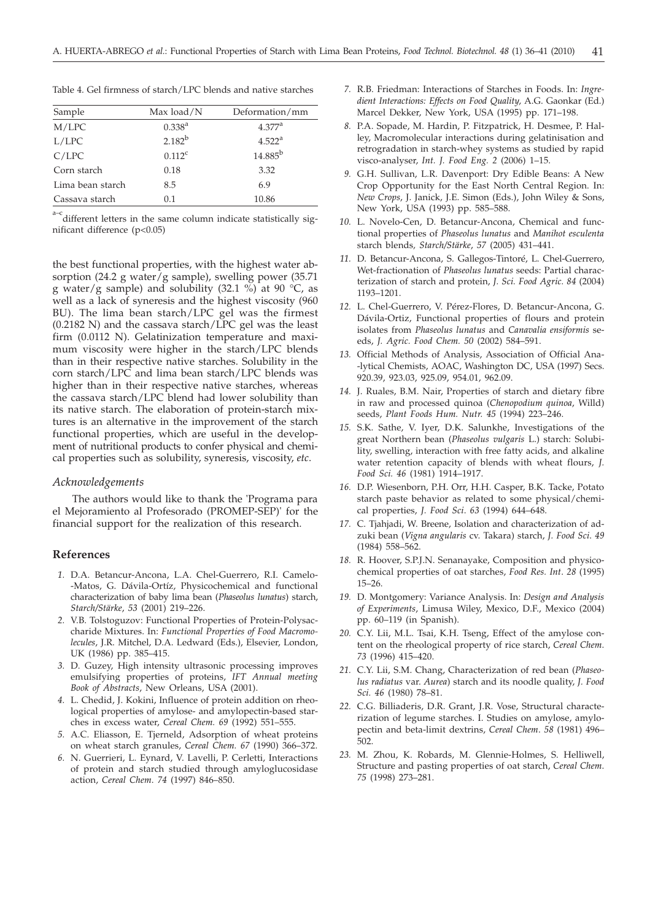Table 4. Gel firmness of starch/LPC blends and native starches

| Sample | Max load/N | Deformation/mm |
|---|---|---|
| M/LPC | $0.338^a$ | $4.377^a$ |
| L/LPC | $2.182^b$ | $4.522^a$ |
| C/LPC | $0.112^c$ | $14.885^b$ |
| Corn starch | 0.18 | 3.32 |
| Lima bean starch | 8.5 | 6.9 |
| Cassava starch | 0.1 | 10.86 |

[a–c]different letters in the same column indicate statistically significant difference ($p<0.05$)

the best functional properties, with the highest water absorption (24.2 g water/g sample), swelling power (35.71 g water/g sample) and solubility (32.1 %) at 90 °C, as well as a lack of syneresis and the highest viscosity (960 BU). The lima bean starch/LPC gel was the firmest (0.2182 N) and the cassava starch/LPC gel was the least firm (0.0112 N). Gelatinization temperature and maximum viscosity were higher in the starch/LPC blends than in their respective native starches. Solubility in the corn starch/LPC and lima bean starch/LPC blends was higher than in their respective native starches, whereas the cassava starch/LPC blend had lower solubility than its native starch. The elaboration of protein-starch mixtures is an alternative in the improvement of the starch functional properties, which are useful in the development of nutritional products to confer physical and chemical properties such as solubility, syneresis, viscosity, *etc*.

### *Acknowledgements*

The authors would like to thank the 'Programa para el Mejoramiento al Profesorado (PROMEP-SEP)' for the financial support for the realization of this research.

## References

*1.* D.A. Betancur-Ancona, L.A. Chel-Guerrero, R.I. Camelo--Matos, G. Dávila-Ortíz, Physicochemical and functional characterization of baby lima bean (*Phaseolus lunatus*) starch, *Starch/Stärke, 53* (2001) 219–226.

*2.* V.B. Tolstoguzov: Functional Properties of Protein-Polysaccharide Mixtures. In: *Functional Properties of Food Macromolecules*, J.R. Mitchel, D.A. Ledward (Eds.), Elsevier, London, UK (1986) pp. 385–415.

*3.* D. Guzey, High intensity ultrasonic processing improves emulsifying properties of proteins, *IFT Annual meeting Book of Abstracts*, New Orleans, USA (2001).

*4.* L. Chedid, J. Kokini, Influence of protein addition on rheological properties of amylose- and amylopectin-based starches in excess water, *Cereal Chem. 69* (1992) 551–555.

*5.* A.C. Eliasson, E. Tjerneld, Adsorption of wheat proteins on wheat starch granules, *Cereal Chem. 67* (1990) 366–372.

*6.* N. Guerrieri, L. Eynard, V. Lavelli, P. Cerletti, Interactions of protein and starch studied through amyloglucosidase action, *Cereal Chem. 74* (1997) 846–850.

*7.* R.B. Friedman: Interactions of Starches in Foods. In: *Ingredient Interactions: Effects on Food Quality*, A.G. Gaonkar (Ed.) Marcel Dekker, New York, USA (1995) pp. 171–198.

*8.* P.A. Sopade, M. Hardin, P. Fitzpatrick, H. Desmee, P. Halley, Macromolecular interactions during gelatinisation and retrogradation in starch-whey systems as studied by rapid visco-analyser, *Int. J. Food Eng. 2* (2006) 1–15.

*9.* G.H. Sullivan, L.R. Davenport: Dry Edible Beans: A New Crop Opportunity for the East North Central Region. In: *New Crops*, J. Janick, J.E. Simon (Eds.), John Wiley & Sons, New York, USA (1993) pp. 585–588.

*10.* L. Novelo-Cen, D. Betancur-Ancona, Chemical and functional properties of *Phaseolus lunatus* and *Manihot esculenta* starch blends, *Starch/Stärke, 57* (2005) 431–441.

*11.* D. Betancur-Ancona, S. Gallegos-Tintoré, L. Chel-Guerrero, Wet-fractionation of *Phaseolus lunatus* seeds: Partial characterization of starch and protein, *J. Sci. Food Agric. 84* (2004) 1193–1201.

*12.* L. Chel-Guerrero, V. Pérez-Flores, D. Betancur-Ancona, G. Dávila-Ortiz, Functional properties of flours and protein isolates from *Phaseolus lunatus* and *Canavalia ensiformis* seeds, *J. Agric. Food Chem. 50* (2002) 584–591.

*13.* Official Methods of Analysis, Association of Official Ana--lytical Chemists, AOAC, Washington DC, USA (1997) Secs. 920.39, 923.03, 925.09, 954.01, 962.09.

*14.* J. Ruales, B.M. Nair, Properties of starch and dietary fibre in raw and processed quinoa (*Chenopodium quinoa*, Willd) seeds, *Plant Foods Hum. Nutr. 45* (1994) 223–246.

*15.* S.K. Sathe, V. Iyer, D.K. Salunkhe, Investigations of the great Northern bean (*Phaseolus vulgaris* L.) starch: Solubility, swelling, interaction with free fatty acids, and alkaline water retention capacity of blends with wheat flours, *J. Food Sci. 46* (1981) 1914–1917.

*16.* D.P. Wiesenborn, P.H. Orr, H.H. Casper, B.K. Tacke, Potato starch paste behavior as related to some physical/chemical properties, *J. Food Sci. 63* (1994) 644–648.

*17.* C. Tjahjadi, W. Breene, Isolation and characterization of adzuki bean (*Vigna angularis* cv. Takara) starch, *J. Food Sci. 49* (1984) 558–562.

*18.* R. Hoover, S.P.J.N. Senanayake, Composition and physicochemical properties of oat starches, *Food Res. Int. 28* (1995) 15–26.

*19.* D. Montgomery: Variance Analysis. In: *Design and Analysis of Experiments*, Limusa Wiley, Mexico, D.F., Mexico (2004) pp. 60–119 (in Spanish).

*20.* C.Y. Lii, M.L. Tsai, K.H. Tseng, Effect of the amylose content on the rheological property of rice starch, *Cereal Chem. 73* (1996) 415–420.

*21.* C.Y. Lii, S.M. Chang, Characterization of red bean (*Phaseolus radiatus* var. *Aurea*) starch and its noodle quality, *J. Food Sci. 46* (1980) 78–81.

*22.* C.G. Billiaderis, D.R. Grant, J.R. Vose, Structural characterization of legume starches. I. Studies on amylose, amylopectin and beta-limit dextrins, *Cereal Chem. 58* (1981) 496–502.

*23.* M. Zhou, K. Robards, M. Glennie-Holmes, S. Helliwell, Structure and pasting properties of oat starch, *Cereal Chem. 75* (1998) 273–281.